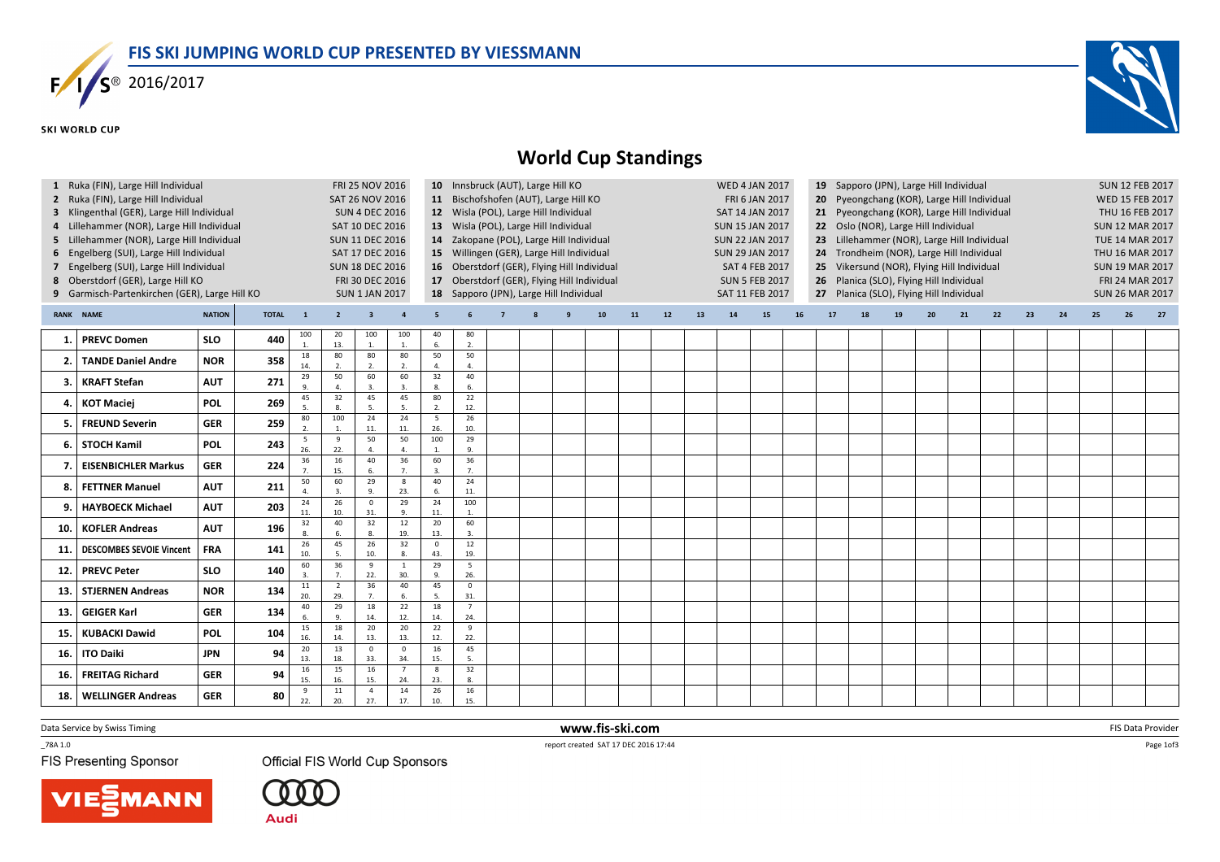# FIS SKI JUMPING WORLD CUP PRESENTED BY VIESSMANN

2016/2017

SKI WORLD CUP

## World Cup Standings

1 Ruka (FIN), Large Hill Individual — FRI 25 NOV 2016
2 Ruka (FIN), Large Hill Individual — SAT 26 NOV 2016
3 Klingenthal (GER), Large Hill Individual — SUN 4 DEC 2016
4 Lillehammer (NOR), Large Hill Individual — SAT 10 DEC 2016
5 Lillehammer (NOR), Large Hill Individual — SUN 11 DEC 2016
6 Engelberg (SUI), Large Hill Individual — SAT 17 DEC 2016
7 Engelberg (SUI), Large Hill Individual — SUN 18 DEC 2016
8 Oberstdorf (GER), Large Hill KO — FRI 30 DEC 2016
9 Garmisch-Partenkirchen (GER), Large Hill KO — SUN 1 JAN 2017
10 Innsbruck (AUT), Large Hill KO — WED 4 JAN 2017
11 Bischofshofen (AUT), Large Hill KO — FRI 6 JAN 2017
12 Wisla (POL), Large Hill Individual — SAT 14 JAN 2017
13 Wisla (POL), Large Hill Individual — SUN 15 JAN 2017
14 Zakopane (POL), Large Hill Individual — SUN 22 JAN 2017
15 Willingen (GER), Large Hill Individual — SUN 29 JAN 2017
16 Oberstdorf (GER), Flying Hill Individual — SAT 4 FEB 2017
17 Oberstdorf (GER), Flying Hill Individual — SUN 5 FEB 2017
18 Sapporo (JPN), Large Hill Individual — SAT 11 FEB 2017
19 Sapporo (JPN), Large Hill Individual — SUN 12 FEB 2017
20 Pyeongchang (KOR), Large Hill Individual — WED 15 FEB 2017
21 Pyeongchang (KOR), Large Hill Individual — THU 16 FEB 2017
22 Oslo (NOR), Large Hill Individual — SUN 12 MAR 2017
23 Lillehammer (NOR), Large Hill Individual — TUE 14 MAR 2017
24 Trondheim (NOR), Large Hill Individual — THU 16 MAR 2017
25 Vikersund (NOR), Flying Hill Individual — SUN 19 MAR 2017
26 Planica (SLO), Flying Hill Individual — FRI 24 MAR 2017
27 Planica (SLO), Flying Hill Individual — SUN 26 MAR 2017

| RANK | NAME | NATION | TOTAL | 1 | 2 | 3 | 4 | 5 | 6 | 7 | 8 | 9 | 10 | 11 | 12 | 13 | 14 | 15 | 16 | 17 | 18 | 19 | 20 | 21 | 22 | 23 | 24 | 25 | 26 | 27 |
|---|---|---|---|---|---|---|---|---|---|---|---|---|---|---|---|---|---|---|---|---|---|---|---|---|---|---|---|---|---|---|
| 1. | PREVC Domen | SLO | 440 | 100 1. | 20 13. | 100 1. | 100 1. | 40 6. | 80 2. | | | | | | | | | | | | | | | | | | | | | |
| 2. | TANDE Daniel Andre | NOR | 358 | 18 14. | 80 2. | 80 2. | 80 2. | 50 4. | 50 4. | | | | | | | | | | | | | | | | | | | | | |
| 3. | KRAFT Stefan | AUT | 271 | 29 9. | 50 4. | 60 3. | 60 3. | 32 8. | 40 6. | | | | | | | | | | | | | | | | | | | | | |
| 4. | KOT Maciej | POL | 269 | 45 5. | 32 8. | 45 5. | 45 5. | 80 2. | 22 12. | | | | | | | | | | | | | | | | | | | | | |
| 5. | FREUND Severin | GER | 259 | 80 2. | 100 1. | 24 11. | 24 11. | 5 26. | 26 10. | | | | | | | | | | | | | | | | | | | | | |
| 6. | STOCH Kamil | POL | 243 | 5 26. | 9 22. | 50 4. | 50 4. | 100 1. | 29 9. | | | | | | | | | | | | | | | | | | | | | |
| 7. | EISENBICHLER Markus | GER | 224 | 36 7. | 16 15. | 40 6. | 36 7. | 60 3. | 36 7. | | | | | | | | | | | | | | | | | | | | | |
| 8. | FETTNER Manuel | AUT | 211 | 50 4. | 60 3. | 29 9. | 8 23. | 40 6. | 24 11. | | | | | | | | | | | | | | | | | | | | | |
| 9. | HAYBOECK Michael | AUT | 203 | 24 11. | 26 10. | 0 31. | 29 9. | 24 11. | 100 1. | | | | | | | | | | | | | | | | | | | | | |
| 10. | KOFLER Andreas | AUT | 196 | 32 8. | 40 6. | 32 8. | 12 19. | 20 13. | 60 3. | | | | | | | | | | | | | | | | | | | | | |
| 11. | DESCOMBES SEVOIE Vincent | FRA | 141 | 26 10. | 45 5. | 26 10. | 32 8. | 0 43. | 12 19. | | | | | | | | | | | | | | | | | | | | | |
| 12. | PREVC Peter | SLO | 140 | 60 3. | 36 7. | 9 22. | 1 30. | 29 9. | 5 26. | | | | | | | | | | | | | | | | | | | | | |
| 13. | STJERNEN Andreas | NOR | 134 | 11 20. | 2 29. | 36 7. | 40 6. | 45 5. | 0 31. | | | | | | | | | | | | | | | | | | | | | |
| 13. | GEIGER Karl | GER | 134 | 40 6. | 29 9. | 18 14. | 22 12. | 18 14. | 7 24. | | | | | | | | | | | | | | | | | | | | | |
| 15. | KUBACKI Dawid | POL | 104 | 15 16. | 18 14. | 20 13. | 20 13. | 22 12. | 9 22. | | | | | | | | | | | | | | | | | | | | | |
| 16. | ITO Daiki | JPN | 94 | 20 13. | 13 18. | 0 33. | 0 34. | 16 15. | 45 5. | | | | | | | | | | | | | | | | | | | | | |
| 16. | FREITAG Richard | GER | 94 | 16 15. | 15 16. | 16 15. | 7 24. | 8 23. | 32 8. | | | | | | | | | | | | | | | | | | | | | |
| 18. | WELLINGER Andreas | GER | 80 | 9 22. | 11 20. | 4 27. | 14 17. | 26 10. | 16 15. | | | | | | | | | | | | | | | | | | | | | |

Data Service by Swiss Timing — www.fis-ski.com — FIS Data Provider

_78A 1.0 — report created SAT 17 DEC 2016 17:44

FIS Presenting Sponsor — Official FIS World Cup Sponsors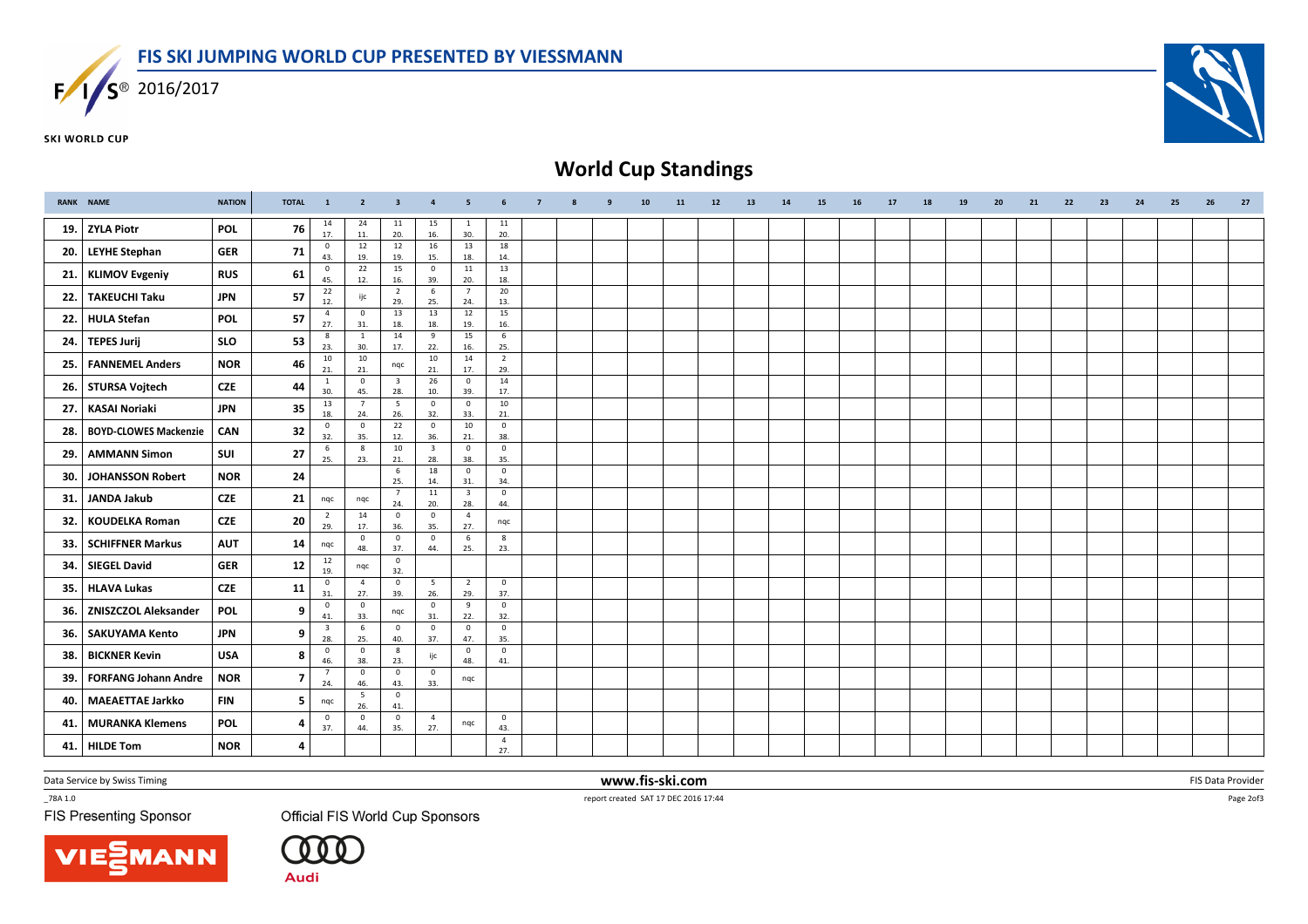# FIS SKI JUMPING WORLD CUP PRESENTED BY VIESSMANN

2016/2017

SKI WORLD CUP

## World Cup Standings

| RANK | NAME | NATION | TOTAL | 1 | 2 | 3 | 4 | 5 | 6 | 7 | 8 | 9 | 10 | 11 | 12 | 13 | 14 | 15 | 16 | 17 | 18 | 19 | 20 | 21 | 22 | 23 | 24 | 25 | 26 | 27 |
|---|---|---|---|---|---|---|---|---|---|---|---|---|---|---|---|---|---|---|---|---|---|---|---|---|---|---|---|---|---|---|
| 19. | ZYLA Piotr | POL | 76 | 14 17. | 24 11. | 11 20. | 15 16. | 1 30. | 11 20. | | | | | | | | | | | | | | | | | | | | | |
| 20. | LEYHE Stephan | GER | 71 | 0 43. | 12 19. | 12 19. | 16 15. | 13 18. | 18 14. | | | | | | | | | | | | | | | | | | | | | |
| 21. | KLIMOV Evgeniy | RUS | 61 | 0 45. | 22 12. | 15 16. | 0 39. | 11 20. | 13 18. | | | | | | | | | | | | | | | | | | | | | |
| 22. | TAKEUCHI Taku | JPN | 57 | 22 12. | ijc | 2 29. | 6 25. | 7 24. | 20 13. | | | | | | | | | | | | | | | | | | | | | |
| 22. | HULA Stefan | POL | 57 | 4 27. | 0 31. | 13 18. | 13 18. | 12 19. | 15 16. | | | | | | | | | | | | | | | | | | | | | |
| 24. | TEPES Jurij | SLO | 53 | 8 23. | 1 30. | 14 17. | 9 22. | 15 16. | 6 25. | | | | | | | | | | | | | | | | | | | | | |
| 25. | FANNEMEL Anders | NOR | 46 | 10 21. | 10 21. | nqc | 10 21. | 14 17. | 2 29. | | | | | | | | | | | | | | | | | | | | | |
| 26. | STURSA Vojtech | CZE | 44 | 1 30. | 0 45. | 3 28. | 26 10. | 0 39. | 14 17. | | | | | | | | | | | | | | | | | | | | | |
| 27. | KASAI Noriaki | JPN | 35 | 13 18. | 7 24. | 5 26. | 0 32. | 0 33. | 10 21. | | | | | | | | | | | | | | | | | | | | | |
| 28. | BOYD-CLOWES Mackenzie | CAN | 32 | 0 32. | 0 35. | 22 12. | 0 36. | 10 21. | 0 38. | | | | | | | | | | | | | | | | | | | | | |
| 29. | AMMANN Simon | SUI | 27 | 6 25. | 8 23. | 10 21. | 3 28. | 0 38. | 0 35. | | | | | | | | | | | | | | | | | | | | | |
| 30. | JOHANSSON Robert | NOR | 24 | | | 6 25. | 18 14. | 0 31. | 0 34. | | | | | | | | | | | | | | | | | | | | | |
| 31. | JANDA Jakub | CZE | 21 | nqc | nqc | 7 24. | 11 20. | 3 28. | 0 44. | | | | | | | | | | | | | | | | | | | | | |
| 32. | KOUDELKA Roman | CZE | 20 | 2 29. | 14 17. | 0 36. | 0 35. | 4 27. | nqc | | | | | | | | | | | | | | | | | | | | | |
| 33. | SCHIFFNER Markus | AUT | 14 | nqc | 0 48. | 0 37. | 0 44. | 6 25. | 8 23. | | | | | | | | | | | | | | | | | | | | | |
| 34. | SIEGEL David | GER | 12 | 12 19. | nqc | 0 32. | | | | | | | | | | | | | | | | | | | | | | | | |
| 35. | HLAVA Lukas | CZE | 11 | 0 31. | 4 27. | 0 39. | 5 26. | 2 29. | 0 37. | | | | | | | | | | | | | | | | | | | | | |
| 36. | ZNISZCZOL Aleksander | POL | 9 | 0 41. | 0 33. | nqc | 0 31. | 9 22. | 0 32. | | | | | | | | | | | | | | | | | | | | | |
| 36. | SAKUYAMA Kento | JPN | 9 | 3 28. | 6 25. | 0 40. | 0 37. | 0 47. | 0 35. | | | | | | | | | | | | | | | | | | | | | |
| 38. | BICKNER Kevin | USA | 8 | 0 46. | 0 38. | 8 23. | ijc | 0 48. | 0 41. | | | | | | | | | | | | | | | | | | | | | |
| 39. | FORFANG Johann Andre | NOR | 7 | 7 24. | 0 46. | 0 43. | 0 33. | nqc | | | | | | | | | | | | | | | | | | | | | | |
| 40. | MAEAETTAE Jarkko | FIN | 5 | nqc | 5 26. | 0 41. | | | | | | | | | | | | | | | | | | | | | | | | |
| 41. | MURANKA Klemens | POL | 4 | 0 37. | 0 44. | 0 35. | 4 27. | nqc | 0 43. | | | | | | | | | | | | | | | | | | | | | |
| 41. | HILDE Tom | NOR | 4 | | | | | | 4 27. | | | | | | | | | | | | | | | | | | | | | |

Data Service by Swiss Timing www.fis-ski.com FIS Data Provider

_78A 1.0 report created SAT 17 DEC 2016 17:44

FIS Presenting Sponsor

Official FIS World Cup Sponsors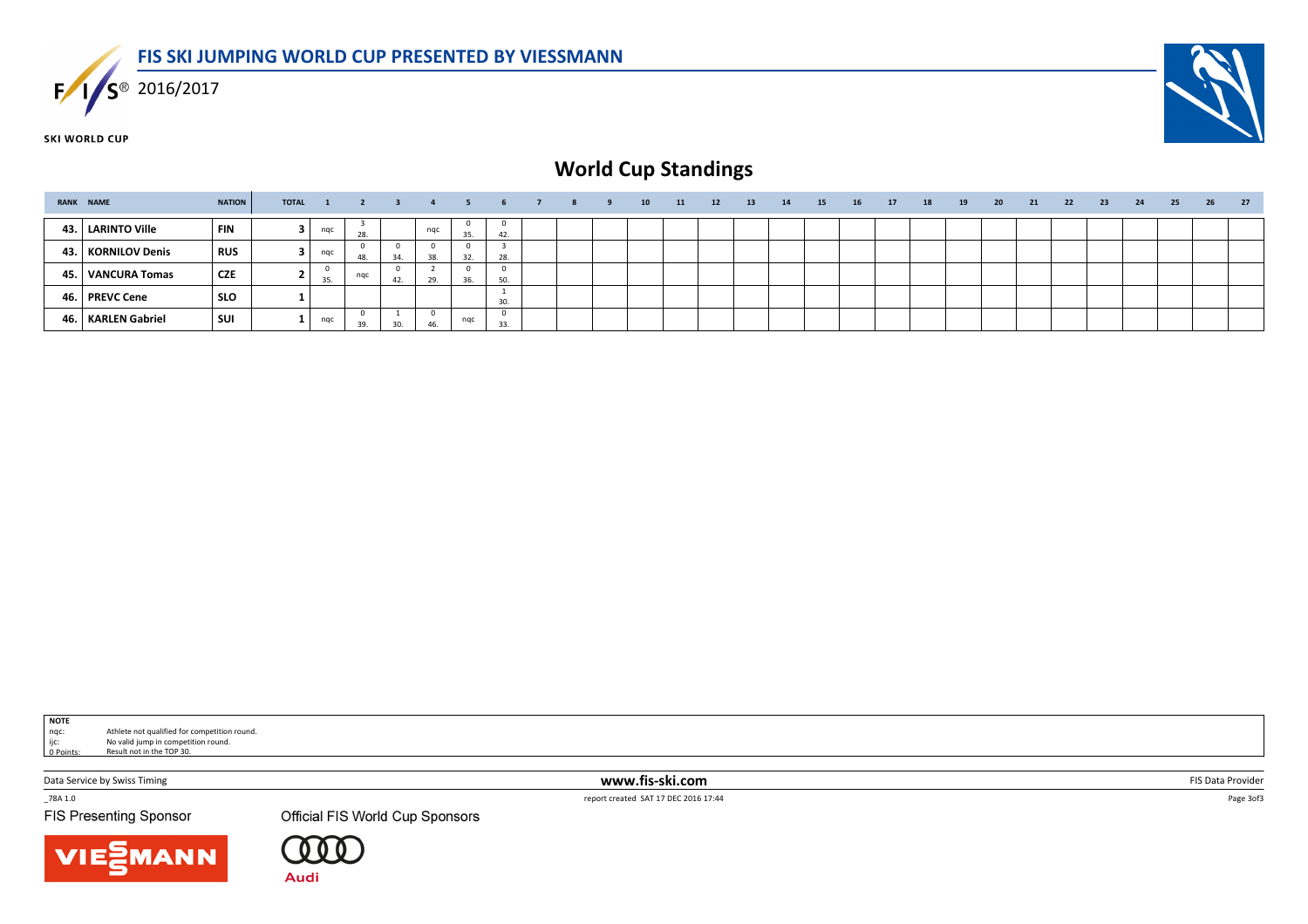# FIS SKI JUMPING WORLD CUP PRESENTED BY VIESSMANN

2016/2017

SKI WORLD CUP

## World Cup Standings

| RANK | NAME | NATION | TOTAL | 1 | 2 | 3 | 4 | 5 | 6 | 7 | 8 | 9 | 10 | 11 | 12 | 13 | 14 | 15 | 16 | 17 | 18 | 19 | 20 | 21 | 22 | 23 | 24 | 25 | 26 | 27 |
|---|---|---|---|---|---|---|---|---|---|---|---|---|---|---|---|---|---|---|---|---|---|---|---|---|---|---|---|---|---|---|
| 43. | LARINTO Ville | FIN | 3 | nqc | 3 28. | | nqc | 0 35. | 0 42. | | | | | | | | | | | | | | | | | | | | | |
| 43. | KORNILOV Denis | RUS | 3 | nqc | 0 48. | 0 34. | 0 38. | 0 32. | 3 28. | | | | | | | | | | | | | | | | | | | | | |
| 45. | VANCURA Tomas | CZE | 2 | 0 35. | nqc | 0 42. | 2 29. | 0 36. | 0 50. | | | | | | | | | | | | | | | | | | | | | |
| 46. | PREVC Cene | SLO | 1 | | | | | | 1 30. | | | | | | | | | | | | | | | | | | | | | |
| 46. | KARLEN Gabriel | SUI | 1 | nqc | 0 39. | 1 30. | 0 46. | nqc | 0 33. | | | | | | | | | | | | | | | | | | | | | |

**NOTE**

nqc: Athlete not qualified for competition round.
ijc: No valid jump in competition round.
0 Points: Result not in the TOP 30.

FIS Presenting Sponsor

Official FIS World Cup Sponsors